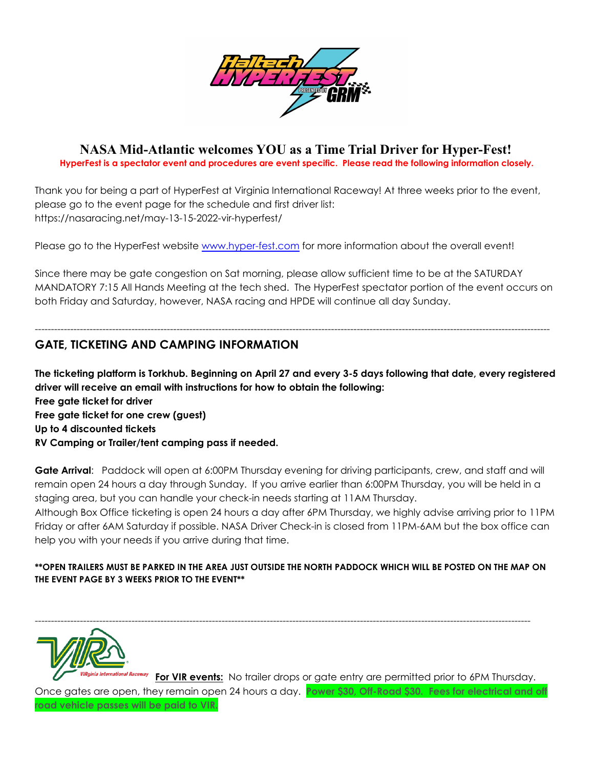# NASA Mid-Atlantic welcomes YOU as a Time Trial Driver for Hyper-Fest!

**HyperFest is a spectator event and procedures are event specific. Please read the following information closely.**

Thank you for being a part of HyperFest at Virginia International Raceway! At three weeks prior to the event, please go to the event page for the schedule and first driver list: https://nasaracing.net/may-13-15-2022-vir-hyperfest/

Please go to the HyperFest website www.hyper-fest.com for more information about the overall event!

Since there may be gate congestion on Sat morning, please allow sufficient time to be at the SATURDAY MANDATORY 7:15 All Hands Meeting at the tech shed. The HyperFest spectator portion of the event occurs on both Friday and Saturday, however, NASA racing and HPDE will continue all day Sunday.

---

## GATE, TICKETING AND CAMPING INFORMATION

**The ticketing platform is Torkhub. Beginning on April 27 and every 3-5 days following that date, every registered driver will receive an email with instructions for how to obtain the following:**
**Free gate ticket for driver**
**Free gate ticket for one crew (guest)**
**Up to 4 discounted tickets**
**RV Camping or Trailer/tent camping pass if needed.**

**Gate Arrival**: Paddock will open at 6:00PM Thursday evening for driving participants, crew, and staff and will remain open 24 hours a day through Sunday. If you arrive earlier than 6:00PM Thursday, you will be held in a staging area, but you can handle your check-in needs starting at 11AM Thursday.
Although Box Office ticketing is open 24 hours a day after 6PM Thursday, we highly advise arriving prior to 11PM Friday or after 6AM Saturday if possible. NASA Driver Check-in is closed from 11PM-6AM but the box office can help you with your needs if you arrive during that time.

**\*\*OPEN TRAILERS MUST BE PARKED IN THE AREA JUST OUTSIDE THE NORTH PADDOCK WHICH WILL BE POSTED ON THE MAP ON THE EVENT PAGE BY 3 WEEKS PRIOR TO THE EVENT\*\***

---

**For VIR events:** No trailer drops or gate entry are permitted prior to 6PM Thursday. Once gates are open, they remain open 24 hours a day. **Power $30, Off-Road $30. Fees for electrical and off road vehicle passes will be paid to VIR.**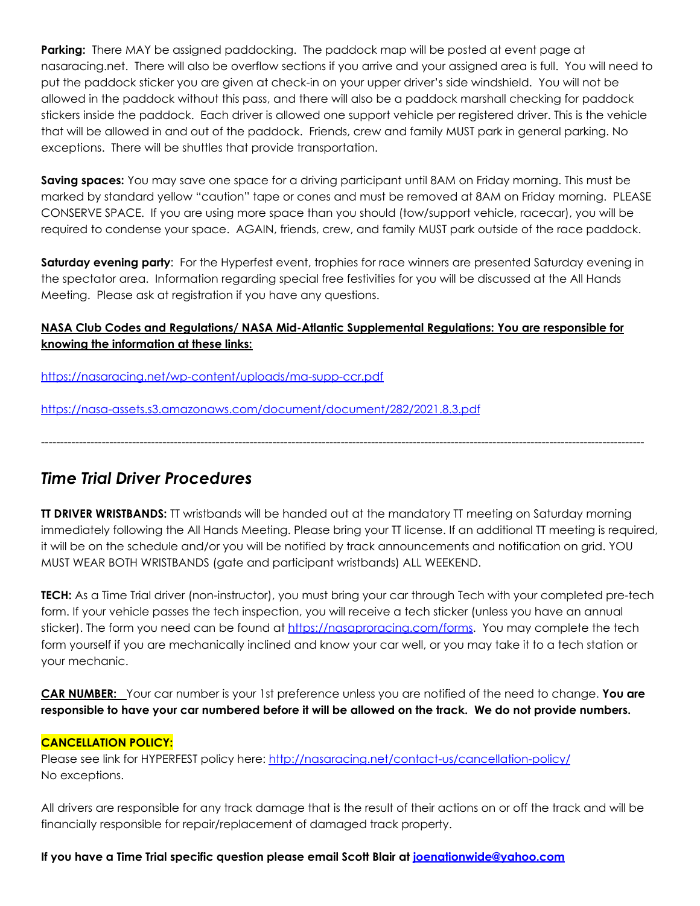**Parking:** There MAY be assigned paddocking. The paddock map will be posted at event page at nasaracing.net. There will also be overflow sections if you arrive and your assigned area is full. You will need to put the paddock sticker you are given at check-in on your upper driver's side windshield. You will not be allowed in the paddock without this pass, and there will also be a paddock marshall checking for paddock stickers inside the paddock. Each driver is allowed one support vehicle per registered driver. This is the vehicle that will be allowed in and out of the paddock. Friends, crew and family MUST park in general parking. No exceptions. There will be shuttles that provide transportation.

**Saving spaces:** You may save one space for a driving participant until 8AM on Friday morning. This must be marked by standard yellow "caution" tape or cones and must be removed at 8AM on Friday morning. PLEASE CONSERVE SPACE. If you are using more space than you should (tow/support vehicle, racecar), you will be required to condense your space. AGAIN, friends, crew, and family MUST park outside of the race paddock.

**Saturday evening party**: For the Hyperfest event, trophies for race winners are presented Saturday evening in the spectator area. Information regarding special free festivities for you will be discussed at the All Hands Meeting. Please ask at registration if you have any questions.

**NASA Club Codes and Regulations/ NASA Mid-Atlantic Supplemental Regulations: You are responsible for knowing the information at these links:**

https://nasaracing.net/wp-content/uploads/ma-supp-ccr.pdf

https://nasa-assets.s3.amazonaws.com/document/document/282/2021.8.3.pdf

---

## *Time Trial Driver Procedures*

**TT DRIVER WRISTBANDS:** TT wristbands will be handed out at the mandatory TT meeting on Saturday morning immediately following the All Hands Meeting. Please bring your TT license. If an additional TT meeting is required, it will be on the schedule and/or you will be notified by track announcements and notification on grid. YOU MUST WEAR BOTH WRISTBANDS (gate and participant wristbands) ALL WEEKEND.

**TECH:** As a Time Trial driver (non-instructor), you must bring your car through Tech with your completed pre-tech form. If your vehicle passes the tech inspection, you will receive a tech sticker (unless you have an annual sticker). The form you need can be found at https://nasaproracing.com/forms. You may complete the tech form yourself if you are mechanically inclined and know your car well, or you may take it to a tech station or your mechanic.

**CAR NUMBER:** Your car number is your 1st preference unless you are notified of the need to change. **You are responsible to have your car numbered before it will be allowed on the track. We do not provide numbers.**

**CANCELLATION POLICY:**
Please see link for HYPERFEST policy here: http://nasaracing.net/contact-us/cancellation-policy/
No exceptions.

All drivers are responsible for any track damage that is the result of their actions on or off the track and will be financially responsible for repair/replacement of damaged track property.

**If you have a Time Trial specific question please email Scott Blair at joenationwide@yahoo.com**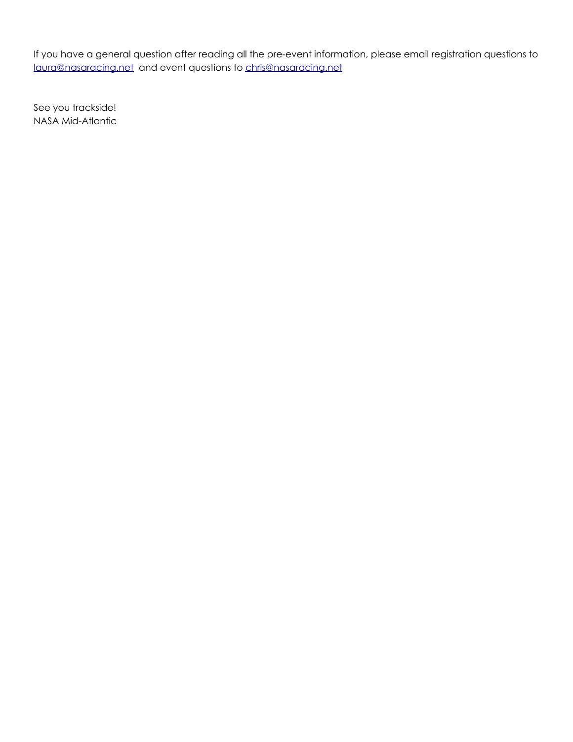If you have a general question after reading all the pre-event information, please email registration questions to [laura@nasaracing.net](mailto:laura@nasaracing.net) and event questions to [chris@nasaracing.net](mailto:chris@nasaracing.net)

See you trackside!
NASA Mid-Atlantic